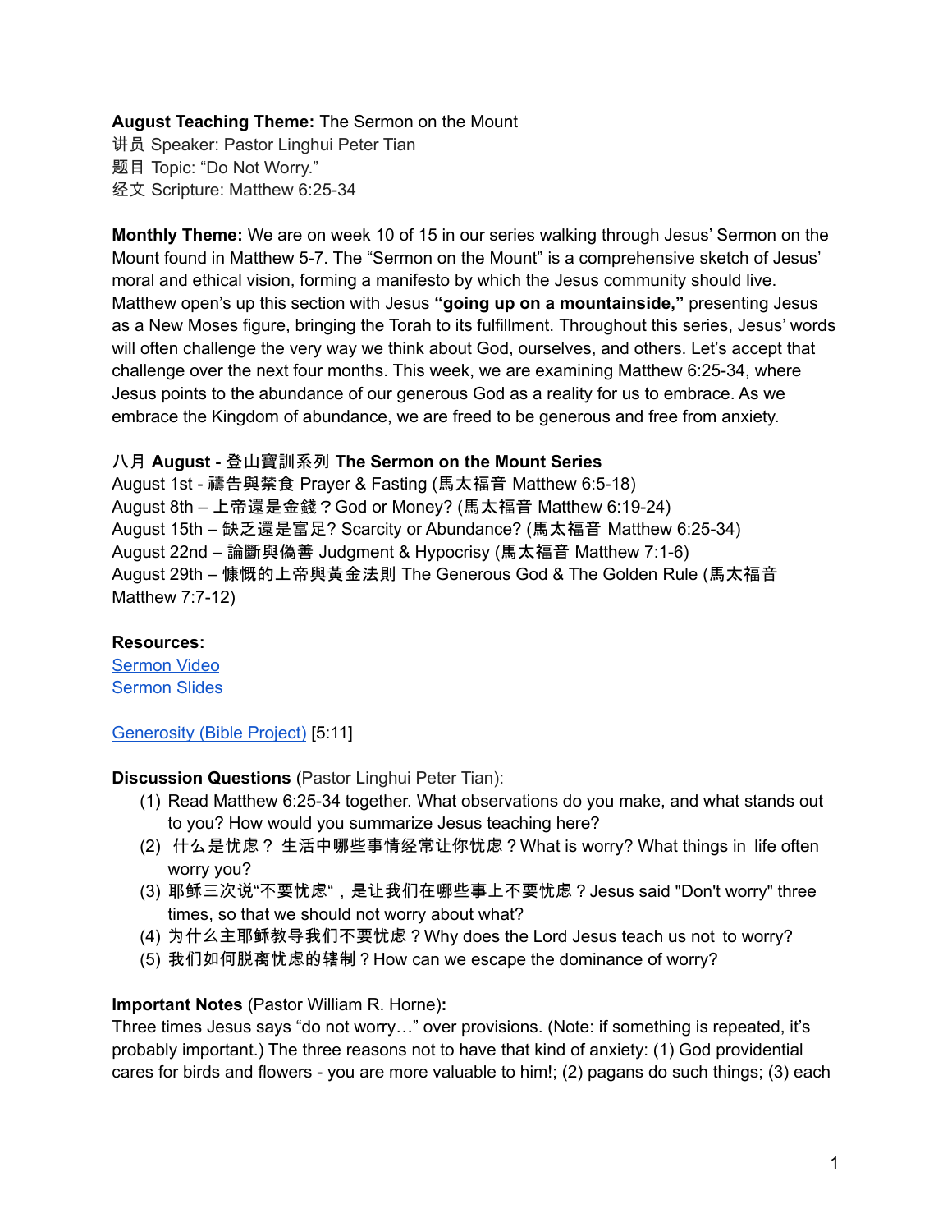**August Teaching Theme:** The Sermon on the Mount
讲员 Speaker: Pastor Linghui Peter Tian
题目 Topic: "Do Not Worry."
经文 Scripture: Matthew 6:25-34

**Monthly Theme:** We are on week 10 of 15 in our series walking through Jesus' Sermon on the Mount found in Matthew 5-7. The "Sermon on the Mount" is a comprehensive sketch of Jesus' moral and ethical vision, forming a manifesto by which the Jesus community should live. Matthew open's up this section with Jesus **"going up on a mountainside,"** presenting Jesus as a New Moses figure, bringing the Torah to its fulfillment. Throughout this series, Jesus' words will often challenge the very way we think about God, ourselves, and others. Let's accept that challenge over the next four months. This week, we are examining Matthew 6:25-34, where Jesus points to the abundance of our generous God as a reality for us to embrace. As we embrace the Kingdom of abundance, we are freed to be generous and free from anxiety.

八月 **August - 登山寶訓系列 The Sermon on the Mount Series**
August 1st - **禱告與禁食** Prayer & Fasting (**馬太福音** Matthew 6:5-18)
August 8th – **上帝還是金錢？**God or Money? (**馬太福音** Matthew 6:19-24)
August 15th – **缺乏還是富足?** Scarcity or Abundance? (**馬太福音** Matthew 6:25-34)
August 22nd – **論斷與偽善** Judgment & Hypocrisy (**馬太福音** Matthew 7:1-6)
August 29th – **慷慨的上帝與黃金法則** The Generous God & The Golden Rule (**馬太福音** Matthew 7:7-12)

**Resources:**
Sermon Video
Sermon Slides

Generosity (Bible Project) [5:11]

**Discussion Questions** (Pastor Linghui Peter Tian):

(1) Read Matthew 6:25-34 together. What observations do you make, and what stands out to you? How would you summarize Jesus teaching here?
(2) 什么是忧虑？ 生活中哪些事情经常让你忧虑？What is worry? What things in life often worry you?
(3) 耶稣三次说"不要忧虑"，是让我们在哪些事上不要忧虑？Jesus said "Don't worry" three times, so that we should not worry about what?
(4) 为什么主耶稣教导我们不要忧虑？Why does the Lord Jesus teach us not to worry?
(5) 我们如何脱离忧虑的辖制？How can we escape the dominance of worry?

**Important Notes** (Pastor William R. Horne)**:**
Three times Jesus says "do not worry…" over provisions. (Note: if something is repeated, it's probably important.) The three reasons not to have that kind of anxiety: (1) God providential cares for birds and flowers - you are more valuable to him!; (2) pagans do such things; (3) each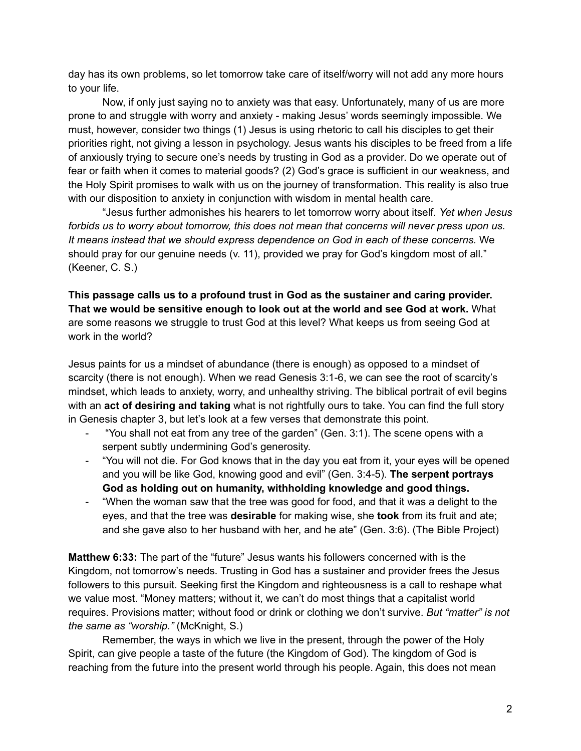day has its own problems, so let tomorrow take care of itself/worry will not add any more hours to your life.

Now, if only just saying no to anxiety was that easy. Unfortunately, many of us are more prone to and struggle with worry and anxiety - making Jesus' words seemingly impossible. We must, however, consider two things (1) Jesus is using rhetoric to call his disciples to get their priorities right, not giving a lesson in psychology. Jesus wants his disciples to be freed from a life of anxiously trying to secure one's needs by trusting in God as a provider. Do we operate out of fear or faith when it comes to material goods? (2) God's grace is sufficient in our weakness, and the Holy Spirit promises to walk with us on the journey of transformation. This reality is also true with our disposition to anxiety in conjunction with wisdom in mental health care.

"Jesus further admonishes his hearers to let tomorrow worry about itself. *Yet when Jesus forbids us to worry about tomorrow, this does not mean that concerns will never press upon us. It means instead that we should express dependence on God in each of these concerns.* We should pray for our genuine needs (v. 11), provided we pray for God's kingdom most of all." (Keener, C. S.)

**This passage calls us to a profound trust in God as the sustainer and caring provider. That we would be sensitive enough to look out at the world and see God at work.** What are some reasons we struggle to trust God at this level? What keeps us from seeing God at work in the world?

Jesus paints for us a mindset of abundance (there is enough) as opposed to a mindset of scarcity (there is not enough). When we read Genesis 3:1-6, we can see the root of scarcity's mindset, which leads to anxiety, worry, and unhealthy striving. The biblical portrait of evil begins with an **act of desiring and taking** what is not rightfully ours to take. You can find the full story in Genesis chapter 3, but let's look at a few verses that demonstrate this point.

- "You shall not eat from any tree of the garden" (Gen. 3:1). The scene opens with a serpent subtly undermining God's generosity.
- "You will not die. For God knows that in the day you eat from it, your eyes will be opened and you will be like God, knowing good and evil" (Gen. 3:4-5). **The serpent portrays God as holding out on humanity, withholding knowledge and good things.**
- "When the woman saw that the tree was good for food, and that it was a delight to the eyes, and that the tree was **desirable** for making wise, she **took** from its fruit and ate; and she gave also to her husband with her, and he ate" (Gen. 3:6). (The Bible Project)

**Matthew 6:33:** The part of the "future" Jesus wants his followers concerned with is the Kingdom, not tomorrow's needs. Trusting in God has a sustainer and provider frees the Jesus followers to this pursuit. Seeking first the Kingdom and righteousness is a call to reshape what we value most. "Money matters; without it, we can't do most things that a capitalist world requires. Provisions matter; without food or drink or clothing we don't survive. *But "matter" is not the same as "worship."* (McKnight, S.)

Remember, the ways in which we live in the present, through the power of the Holy Spirit, can give people a taste of the future (the Kingdom of God). The kingdom of God is reaching from the future into the present world through his people. Again, this does not mean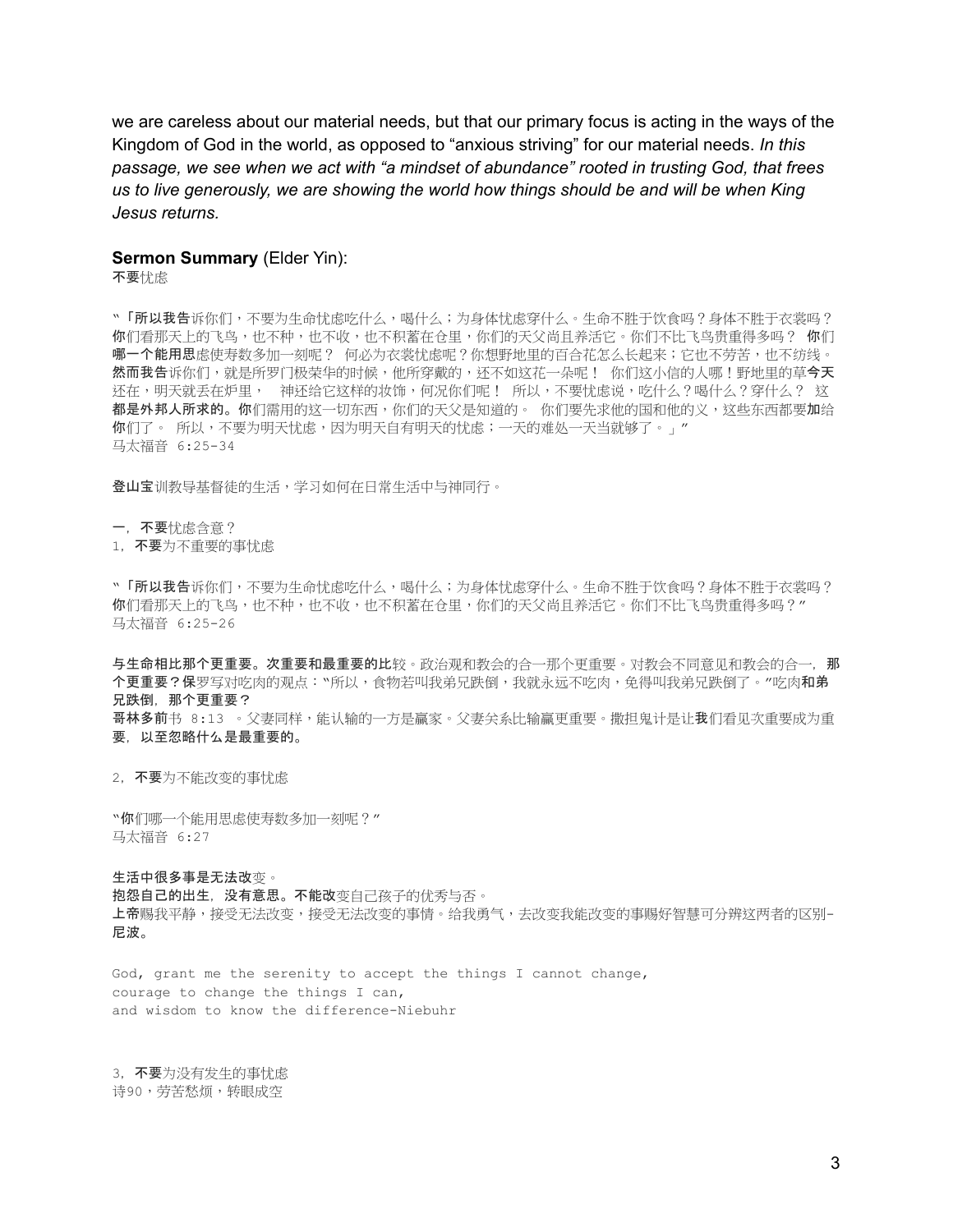we are careless about our material needs, but that our primary focus is acting in the ways of the Kingdom of God in the world, as opposed to "anxious striving" for our material needs. *In this passage, we see when we act with "a mindset of abundance" rooted in trusting God, that frees us to live generously, we are showing the world how things should be and will be when King Jesus returns.*

**Sermon Summary** (Elder Yin):

不要忧虑

"「所以我告诉你们，不要为生命忧虑吃什么，喝什么；为身体忧虑穿什么。生命不胜于饮食吗？身体不胜于衣裳吗？你们看那天上的飞鸟，也不种，也不收，也不积蓄在仓里，你们的天父尚且养活它。你们不比飞鸟贵重得多吗？ 你们哪一个能用思虑使寿数多加一刻呢？ 何必为衣裳忧虑呢？你想野地里的百合花怎么长起来；它也不劳苦，也不纺线。然而我告诉你们，就是所罗门极荣华的时候，他所穿戴的，还不如这花一朵呢！ 你们这小信的人哪！野地里的草今天还在，明天就丢在炉里， 神还给它这样的妆饰，何况你们呢！ 所以，不要忧虑说，吃什么？喝什么？穿什么？ 这都是外邦人所求的。你们需用的这一切东西，你们的天父是知道的。 你们要先求他的国和他的义，这些东西都要加给你们了。 所以，不要为明天忧虑，因为明天自有明天的忧虑；一天的难处一天当就够了。」"
马太福音 6:25-34

登山宝训教导基督徒的生活，学习如何在日常生活中与神同行。

一，不要忧虑含意？

1，不要为不重要的事忧虑

"「所以我告诉你们，不要为生命忧虑吃什么，喝什么；为身体忧虑穿什么。生命不胜于饮食吗？身体不胜于衣裳吗？你们看那天上的飞鸟，也不种，也不收，也不积蓄在仓里，你们的天父尚且养活它。你们不比飞鸟贵重得多吗？"
马太福音 6:25-26

与生命相比那个更重要。次重要和最重要的比较。政治观和教会的合一那个更重要。对教会不同意见和教会的合一，那个更重要？保罗写对吃肉的观点："所以，食物若叫我弟兄跌倒，我就永远不吃肉，免得叫我弟兄跌倒了。"吃肉和弟兄跌倒，那个更重要？
哥林多前书 8:13 。父妻同样，能认输的一方是赢家。父妻关系比输赢更重要。撒担鬼计是让我们看见次重要成为重要，以至忽略什么是最重要的。

2，不要为不能改变的事忧虑

"你们哪一个能用思虑使寿数多加一刻呢？"
马太福音 6:27

生活中很多事是无法改变。
抱怨自己的出生，没有意思。不能改变自己孩子的优秀与否。
上帝赐我平静，接受无法改变，接受无法改变的事情。给我勇气，去改变我能改变的事赐好智慧可分辨这两者的区别-尼波。

```
God, grant me the serenity to accept the things I cannot change,
courage to change the things I can,
and wisdom to know the difference-Niebuhr
```

3，不要为没有发生的事忧虑
诗90，劳苦愁烦，转眼成空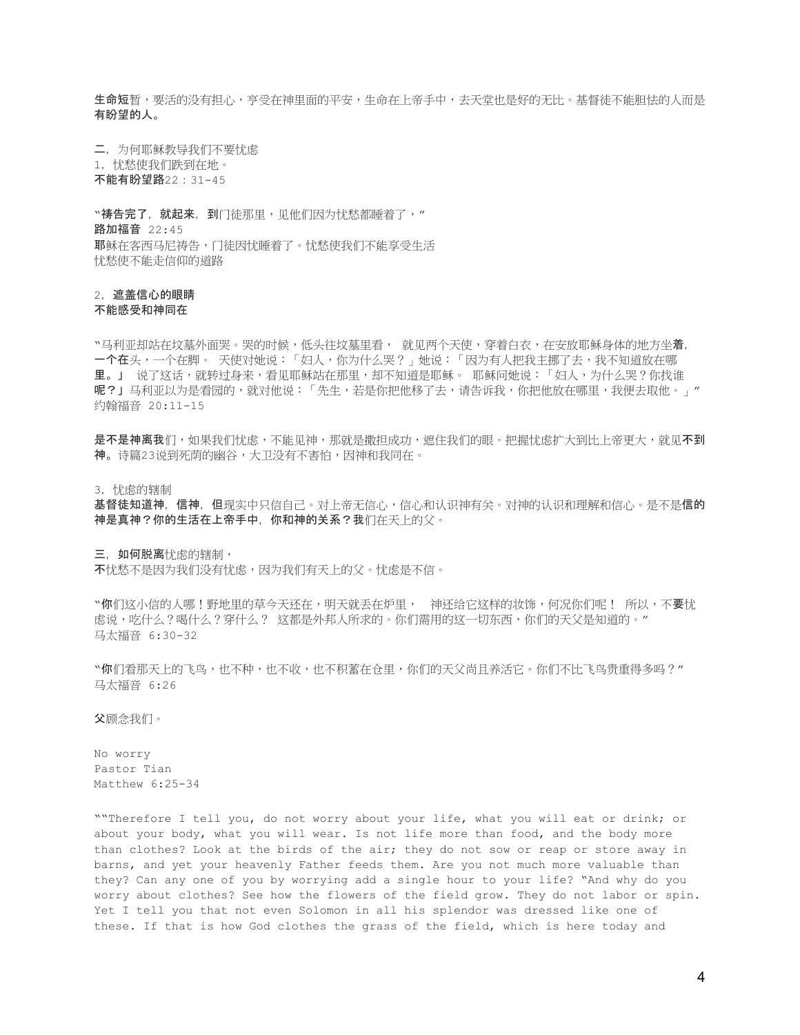**生命短**暂，要活的没有担心，亨受在神里面的平安，生命在上帝手中，去天堂也是好的无比。基督徒不能胆怯的人而是**有盼望的人。**

**二**，为何耶稣教导我们不要忧虑
1，忧愁使我们跌到在地。
**不能有盼望路**22：31-45

"**祷告完了，就起来，到**门徒那里，见他们因为忧愁都睡着了，"
**路加福音** 22:45
**耶**稣在客西马尼祷告，门徒因忧睡着了。忧愁使我们不能享受生活
忧愁使不能走信仰的道路

2，**遮盖信心的眼睛**
**不能感受和神同在**

"马利亚却站在坟墓外面哭。哭的时候，低头往坟墓里看， 就见两个天使，穿着白衣，在安放耶稣身体的地方坐**着**，**一个在**头，一个在脚。 天使对她说：「妇人，你为什么哭？」她说：「因为有人把我主挪了去，我不知道放在哪**里。」** 说了这话，就转过身来，看见耶稣站在那里，却不知道是耶稣。 耶稣问她说：「妇人，为什么哭？你找谁**呢？」**马利亚以为是看园的，就对他说：「先生，若是你把他移了去，请告诉我，你把他放在哪里，我便去取他。」"
约翰福音 20:11-15

**是不是神离我**们，如果我们忧虑，不能见神，那就是撒担成功，遮住我们的眼。把握忧虑扩大到比上帝更大，就见**不到神。**诗篇23说到死荫的幽谷，大卫没有不害怕，因神和我同在。

3，忧虑的辖制
**基督徒知道神，信神，但**现实中只信自己。对上帝无信心，信心和认识神有关。对神的认识和理解和信心。是不是**信的神是真神？你的生活在上帝手中，你和神的关系？我**们在天上的父。

**三，如何脱离**忧虑的辖制，
**不**忧愁不是因为我们没有忧虑，因为我们有天上的父。忧虑是不信。

"**你**们这小信的人哪！野地里的草今天还在，明天就丢在炉里， 神还给它这样的妆饰，何况你们呢！ 所以，不**要**忧虑说，吃什么？喝什么？穿什么？ 这都是外邦人所求的。你们需用的这一切东西，你们的天父是知道的。"
马太福音 6:30-32

"**你**们看那天上的飞鸟，也不种，也不收，也不积蓄在仓里，你们的天父尚且养活它。你们不比飞鸟贵重得多吗？"
马太福音 6:26

**父**顾念我们。

No worry
Pastor Tian
Matthew 6:25-34

""Therefore I tell you, do not worry about your life, what you will eat or drink; or about your body, what you will wear. Is not life more than food, and the body more than clothes? Look at the birds of the air; they do not sow or reap or store away in barns, and yet your heavenly Father feeds them. Are you not much more valuable than they? Can any one of you by worrying add a single hour to your life? "And why do you worry about clothes? See how the flowers of the field grow. They do not labor or spin. Yet I tell you that not even Solomon in all his splendor was dressed like one of these. If that is how God clothes the grass of the field, which is here today and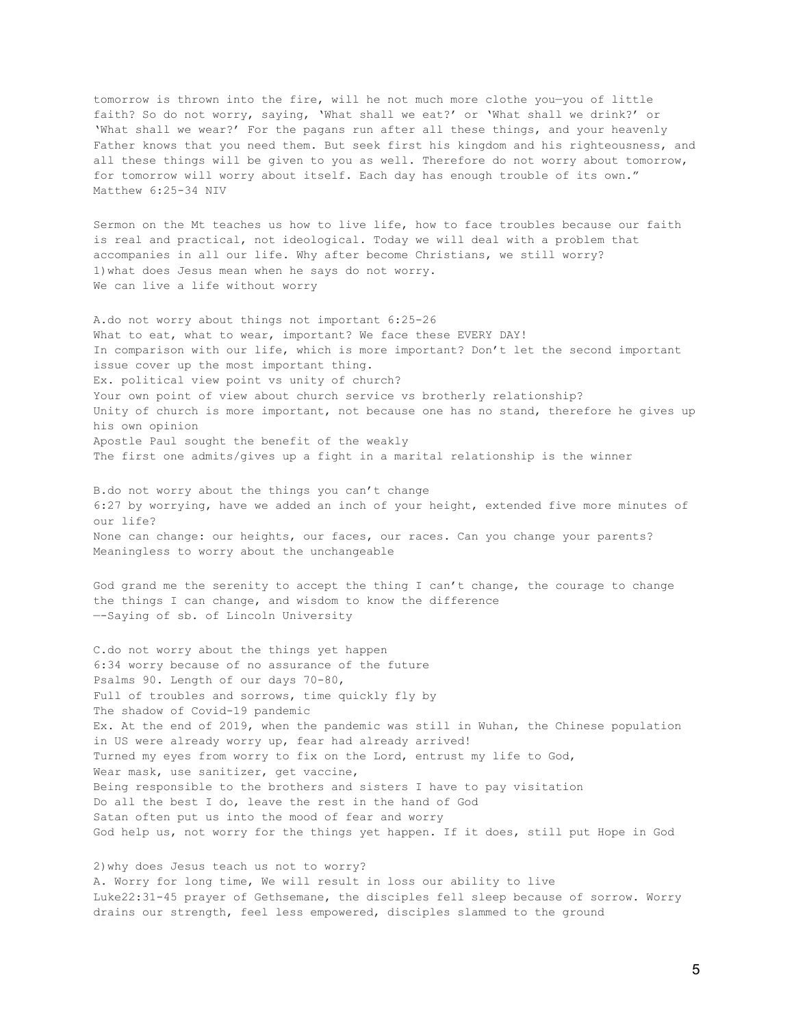tomorrow is thrown into the fire, will he not much more clothe you—you of little faith? So do not worry, saying, 'What shall we eat?' or 'What shall we drink?' or 'What shall we wear?' For the pagans run after all these things, and your heavenly Father knows that you need them. But seek first his kingdom and his righteousness, and all these things will be given to you as well. Therefore do not worry about tomorrow, for tomorrow will worry about itself. Each day has enough trouble of its own."
Matthew 6:25-34 NIV

Sermon on the Mt teaches us how to live life, how to face troubles because our faith is real and practical, not ideological. Today we will deal with a problem that accompanies in all our life. Why after become Christians, we still worry?
1)what does Jesus mean when he says do not worry.
We can live a life without worry

A.do not worry about things not important 6:25-26
What to eat, what to wear, important? We face these EVERY DAY!
In comparison with our life, which is more important? Don't let the second important issue cover up the most important thing.
Ex. political view point vs unity of church?
Your own point of view about church service vs brotherly relationship?
Unity of church is more important, not because one has no stand, therefore he gives up his own opinion
Apostle Paul sought the benefit of the weakly
The first one admits/gives up a fight in a marital relationship is the winner

B.do not worry about the things you can't change
6:27 by worrying, have we added an inch of your height, extended five more minutes of our life?
None can change: our heights, our faces, our races. Can you change your parents?
Meaningless to worry about the unchangeable

God grand me the serenity to accept the thing I can't change, the courage to change the things I can change, and wisdom to know the difference
—-Saying of sb. of Lincoln University

C.do not worry about the things yet happen
6:34 worry because of no assurance of the future
Psalms 90. Length of our days 70-80,
Full of troubles and sorrows, time quickly fly by
The shadow of Covid-19 pandemic
Ex. At the end of 2019, when the pandemic was still in Wuhan, the Chinese population in US were already worry up, fear had already arrived!
Turned my eyes from worry to fix on the Lord, entrust my life to God,
Wear mask, use sanitizer, get vaccine,
Being responsible to the brothers and sisters I have to pay visitation
Do all the best I do, leave the rest in the hand of God
Satan often put us into the mood of fear and worry
God help us, not worry for the things yet happen. If it does, still put Hope in God

2)why does Jesus teach us not to worry?
A. Worry for long time, We will result in loss our ability to live
Luke22:31-45 prayer of Gethsemane, the disciples fell sleep because of sorrow. Worry drains our strength, feel less empowered, disciples slammed to the ground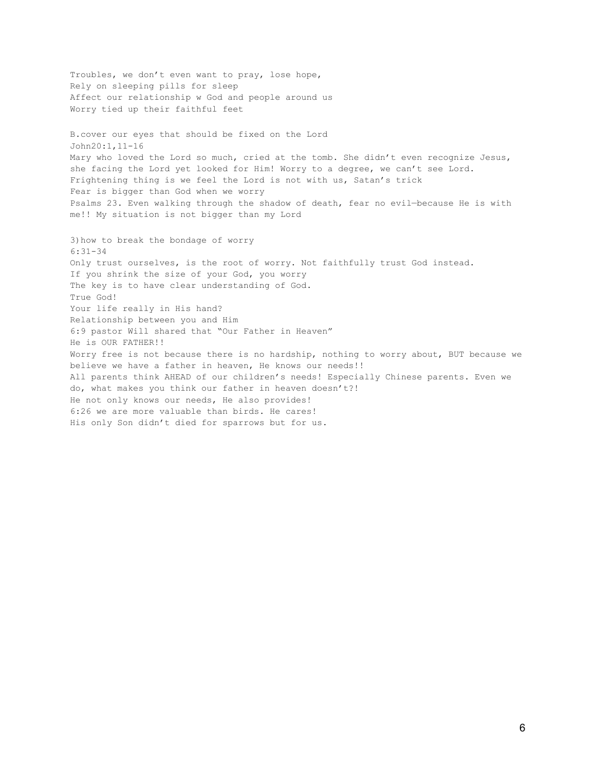Troubles, we don't even want to pray, lose hope,
Rely on sleeping pills for sleep
Affect our relationship w God and people around us
Worry tied up their faithful feet

B.cover our eyes that should be fixed on the Lord
John20:1,11-16
Mary who loved the Lord so much, cried at the tomb. She didn't even recognize Jesus, she facing the Lord yet looked for Him! Worry to a degree, we can't see Lord.
Frightening thing is we feel the Lord is not with us, Satan's trick
Fear is bigger than God when we worry
Psalms 23. Even walking through the shadow of death, fear no evil—because He is with me!! My situation is not bigger than my Lord

3)how to break the bondage of worry
6:31-34
Only trust ourselves, is the root of worry. Not faithfully trust God instead.
If you shrink the size of your God, you worry
The key is to have clear understanding of God.
True God!
Your life really in His hand?
Relationship between you and Him
6:9 pastor Will shared that "Our Father in Heaven"
He is OUR FATHER!!
Worry free is not because there is no hardship, nothing to worry about, BUT because we believe we have a father in heaven, He knows our needs!!
All parents think AHEAD of our children's needs! Especially Chinese parents. Even we do, what makes you think our father in heaven doesn't?!
He not only knows our needs, He also provides!
6:26 we are more valuable than birds. He cares!
His only Son didn't died for sparrows but for us.